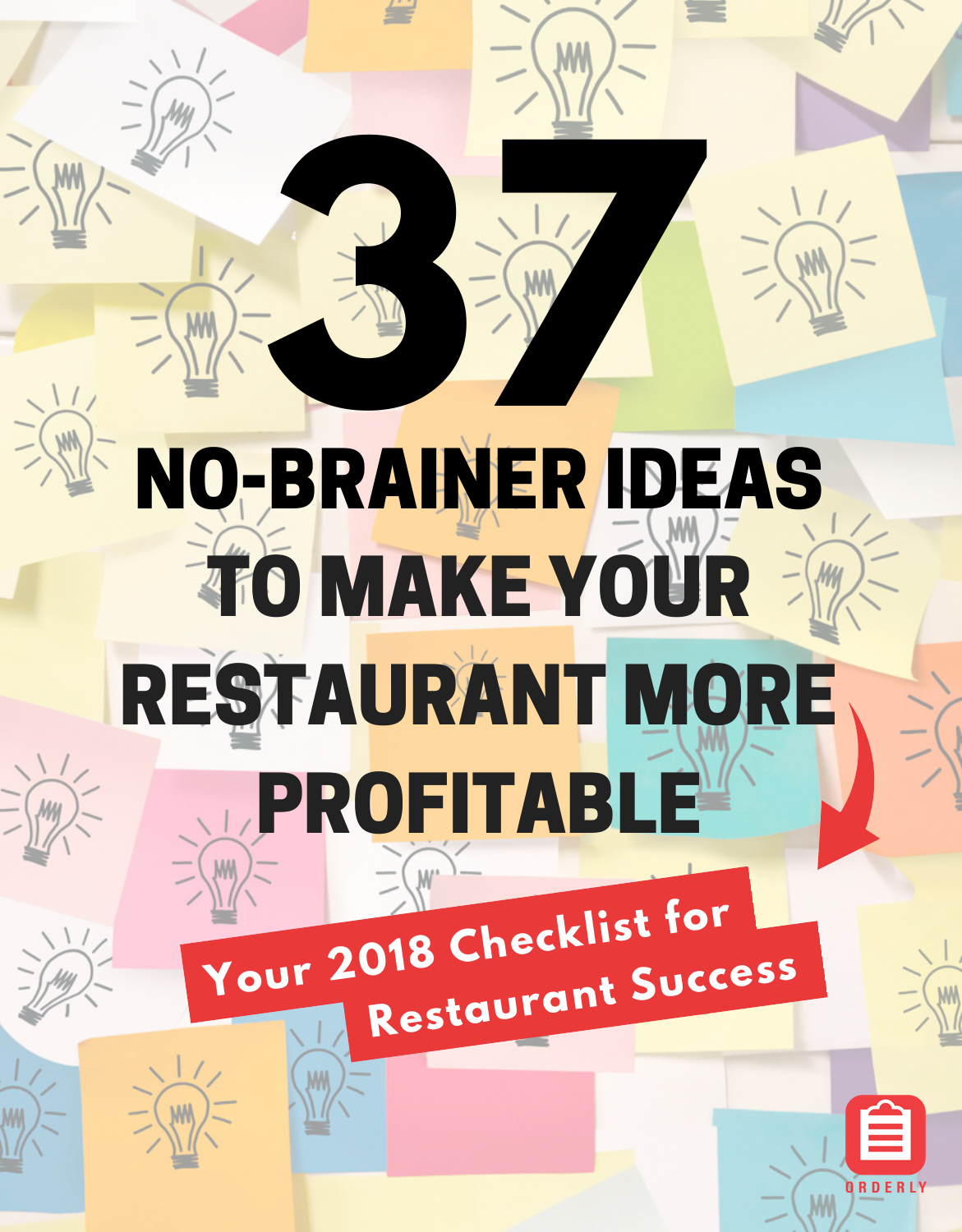# 37

# NO-BRAINER IDEAS TO MAKE YOUR RESTAURANT MORE PROFITABLE

**Your 2018 Checklist for Restaurant Success**

ORDERLY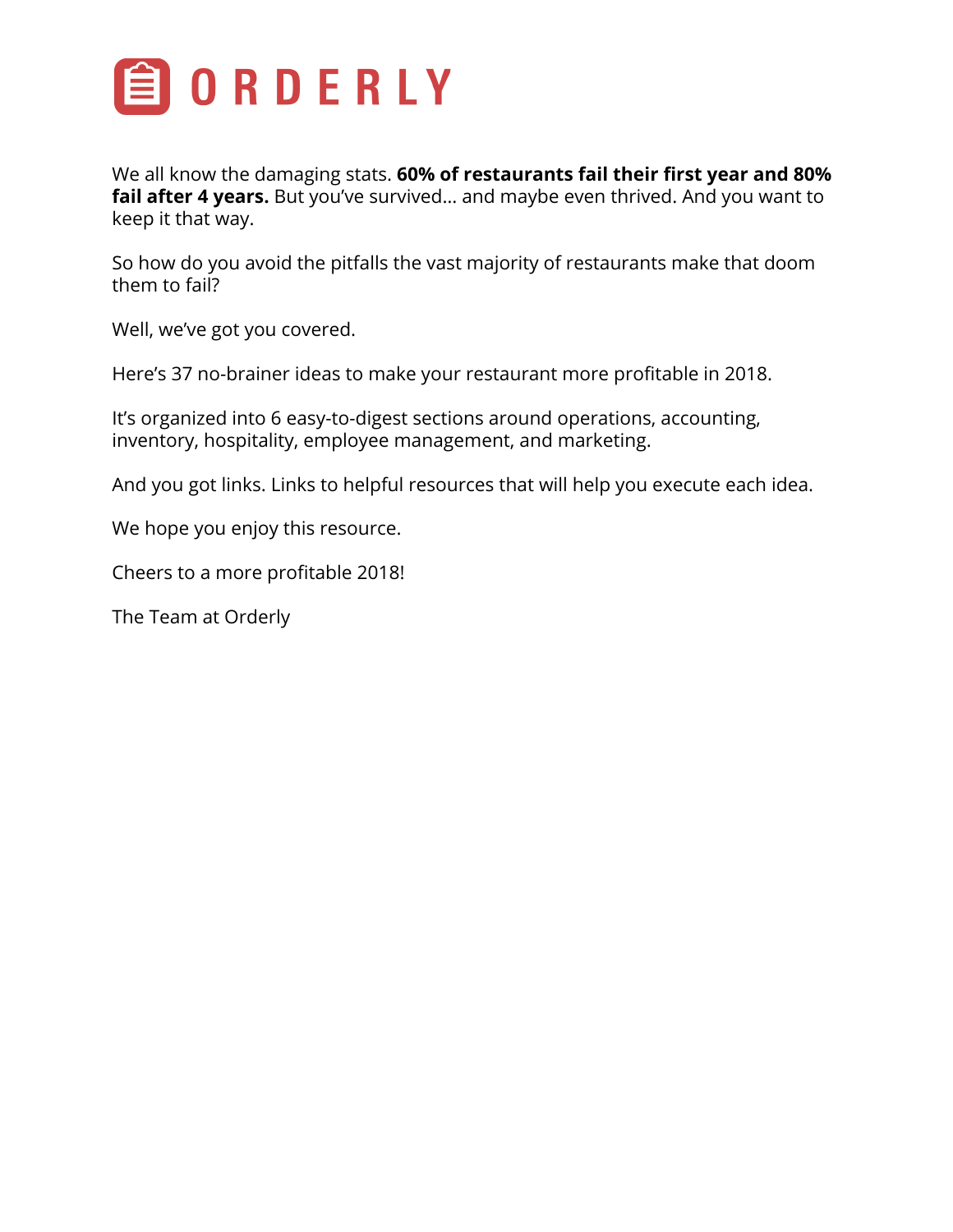# ORDERLY

We all know the damaging stats. **60% of restaurants fail their first year and 80% fail after 4 years.** But you've survived... and maybe even thrived. And you want to keep it that way.

So how do you avoid the pitfalls the vast majority of restaurants make that doom them to fail?

Well, we've got you covered.

Here's 37 no-brainer ideas to make your restaurant more profitable in 2018.

It's organized into 6 easy-to-digest sections around operations, accounting, inventory, hospitality, employee management, and marketing.

And you got links. Links to helpful resources that will help you execute each idea.

We hope you enjoy this resource.

Cheers to a more profitable 2018!

The Team at Orderly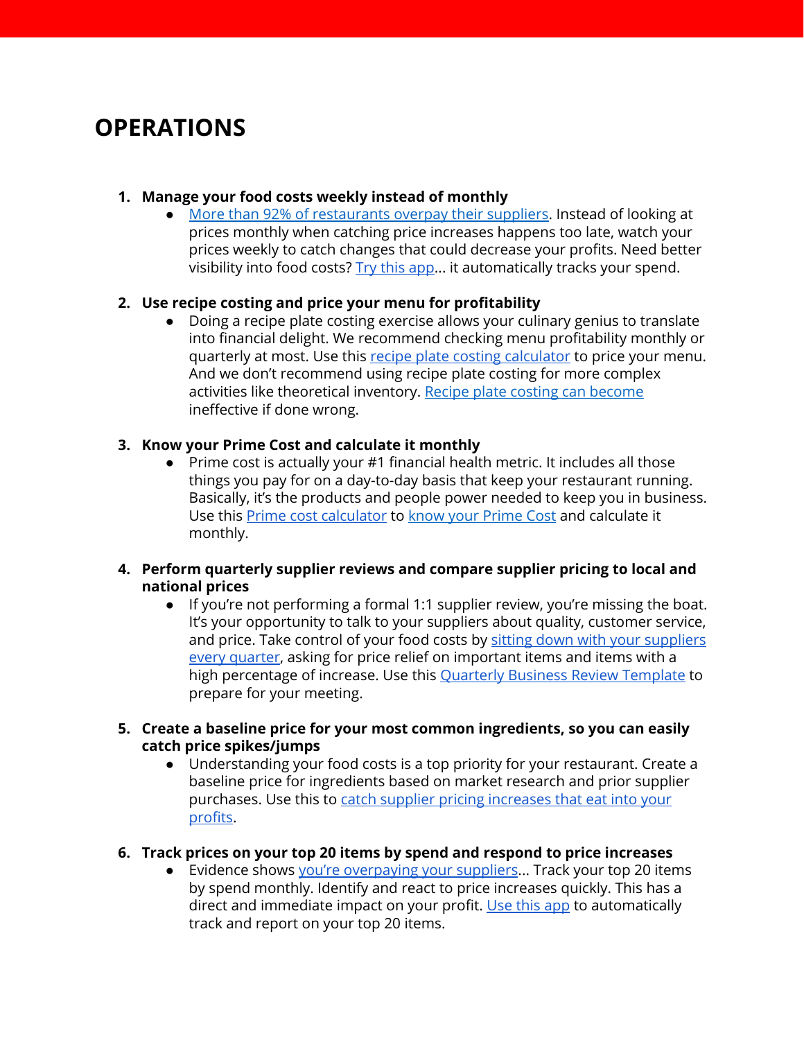# OPERATIONS

1. **Manage your food costs weekly instead of monthly**
    - More than 92% of restaurants overpay their suppliers. Instead of looking at prices monthly when catching price increases happens too late, watch your prices weekly to catch changes that could decrease your profits. Need better visibility into food costs? Try this app... it automatically tracks your spend.

2. **Use recipe costing and price your menu for profitability**
    - Doing a recipe plate costing exercise allows your culinary genius to translate into financial delight. We recommend checking menu profitability monthly or quarterly at most. Use this recipe plate costing calculator to price your menu. And we don't recommend using recipe plate costing for more complex activities like theoretical inventory. Recipe plate costing can become ineffective if done wrong.

3. **Know your Prime Cost and calculate it monthly**
    - Prime cost is actually your #1 financial health metric. It includes all those things you pay for on a day-to-day basis that keep your restaurant running. Basically, it's the products and people power needed to keep you in business. Use this Prime cost calculator to know your Prime Cost and calculate it monthly.

4. **Perform quarterly supplier reviews and compare supplier pricing to local and national prices**
    - If you're not performing a formal 1:1 supplier review, you're missing the boat. It's your opportunity to talk to your suppliers about quality, customer service, and price. Take control of your food costs by sitting down with your suppliers every quarter, asking for price relief on important items and items with a high percentage of increase. Use this Quarterly Business Review Template to prepare for your meeting.

5. **Create a baseline price for your most common ingredients, so you can easily catch price spikes/jumps**
    - Understanding your food costs is a top priority for your restaurant. Create a baseline price for ingredients based on market research and prior supplier purchases. Use this to catch supplier pricing increases that eat into your profits.

6. **Track prices on your top 20 items by spend and respond to price increases**
    - Evidence shows you're overpaying your suppliers... Track your top 20 items by spend monthly. Identify and react to price increases quickly. This has a direct and immediate impact on your profit. Use this app to automatically track and report on your top 20 items.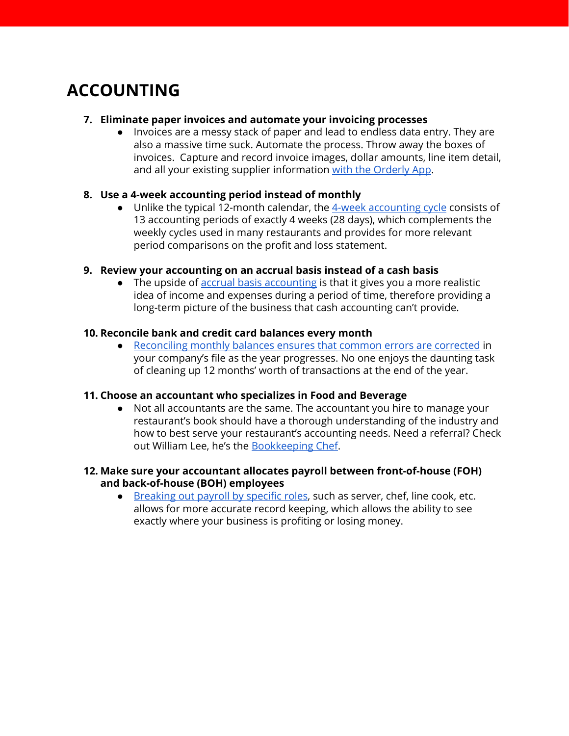# ACCOUNTING

7. **Eliminate paper invoices and automate your invoicing processes**
   - Invoices are a messy stack of paper and lead to endless data entry. They are also a massive time suck. Automate the process. Throw away the boxes of invoices. Capture and record invoice images, dollar amounts, line item detail, and all your existing supplier information with the Orderly App.

8. **Use a 4-week accounting period instead of monthly**
   - Unlike the typical 12-month calendar, the 4-week accounting cycle consists of 13 accounting periods of exactly 4 weeks (28 days), which complements the weekly cycles used in many restaurants and provides for more relevant period comparisons on the profit and loss statement.

9. **Review your accounting on an accrual basis instead of a cash basis**
   - The upside of accrual basis accounting is that it gives you a more realistic idea of income and expenses during a period of time, therefore providing a long-term picture of the business that cash accounting can't provide.

10. **Reconcile bank and credit card balances every month**
    - Reconciling monthly balances ensures that common errors are corrected in your company's file as the year progresses. No one enjoys the daunting task of cleaning up 12 months' worth of transactions at the end of the year.

11. **Choose an accountant who specializes in Food and Beverage**
    - Not all accountants are the same. The accountant you hire to manage your restaurant's book should have a thorough understanding of the industry and how to best serve your restaurant's accounting needs. Need a referral? Check out William Lee, he's the Bookkeeping Chef.

12. **Make sure your accountant allocates payroll between front-of-house (FOH) and back-of-house (BOH) employees**
    - Breaking out payroll by specific roles, such as server, chef, line cook, etc. allows for more accurate record keeping, which allows the ability to see exactly where your business is profiting or losing money.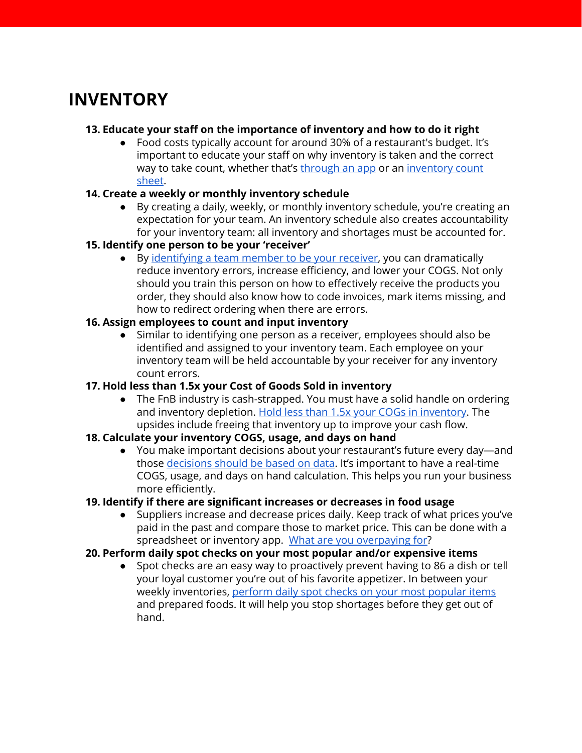# INVENTORY

**13. Educate your staff on the importance of inventory and how to do it right**

- Food costs typically account for around 30% of a restaurant's budget. It's important to educate your staff on why inventory is taken and the correct way to take count, whether that's through an app or an inventory count sheet.

**14. Create a weekly or monthly inventory schedule**

- By creating a daily, weekly, or monthly inventory schedule, you're creating an expectation for your team. An inventory schedule also creates accountability for your inventory team: all inventory and shortages must be accounted for.

**15. Identify one person to be your 'receiver'**

- By identifying a team member to be your receiver, you can dramatically reduce inventory errors, increase efficiency, and lower your COGS. Not only should you train this person on how to effectively receive the products you order, they should also know how to code invoices, mark items missing, and how to redirect ordering when there are errors.

**16. Assign employees to count and input inventory**

- Similar to identifying one person as a receiver, employees should also be identified and assigned to your inventory team. Each employee on your inventory team will be held accountable by your receiver for any inventory count errors.

**17. Hold less than 1.5x your Cost of Goods Sold in inventory**

- The FnB industry is cash-strapped. You must have a solid handle on ordering and inventory depletion. Hold less than 1.5x your COGs in inventory. The upsides include freeing that inventory up to improve your cash flow.

**18. Calculate your inventory COGS, usage, and days on hand**

- You make important decisions about your restaurant's future every day—and those decisions should be based on data. It's important to have a real-time COGS, usage, and days on hand calculation. This helps you run your business more efficiently.

**19. Identify if there are significant increases or decreases in food usage**

- Suppliers increase and decrease prices daily. Keep track of what prices you've paid in the past and compare those to market price. This can be done with a spreadsheet or inventory app. What are you overpaying for?

**20. Perform daily spot checks on your most popular and/or expensive items**

- Spot checks are an easy way to proactively prevent having to 86 a dish or tell your loyal customer you're out of his favorite appetizer. In between your weekly inventories, perform daily spot checks on your most popular items and prepared foods. It will help you stop shortages before they get out of hand.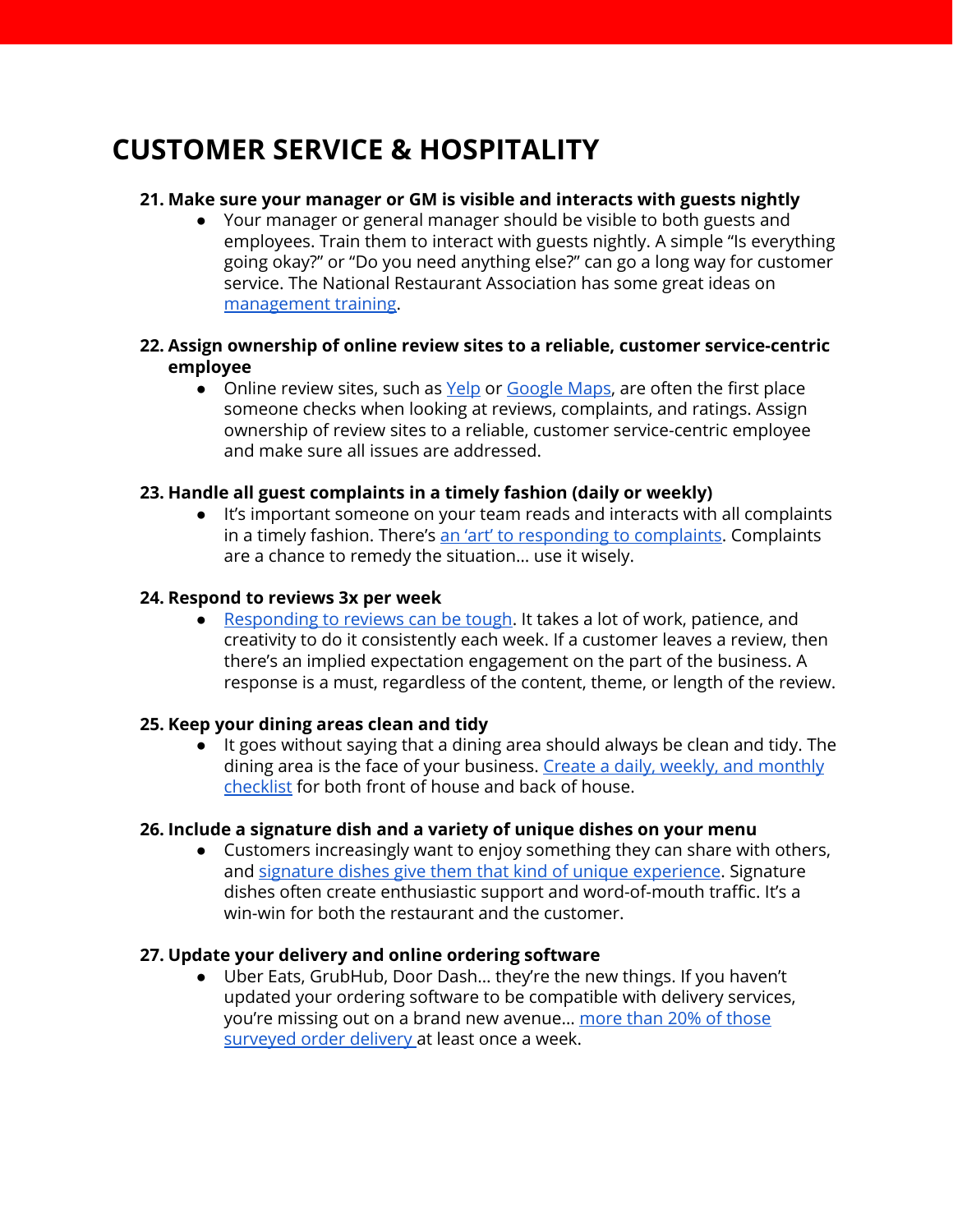# CUSTOMER SERVICE & HOSPITALITY

**21. Make sure your manager or GM is visible and interacts with guests nightly**

- Your manager or general manager should be visible to both guests and employees. Train them to interact with guests nightly. A simple "Is everything going okay?" or "Do you need anything else?" can go a long way for customer service. The National Restaurant Association has some great ideas on management training.

**22. Assign ownership of online review sites to a reliable, customer service-centric employee**

- Online review sites, such as Yelp or Google Maps, are often the first place someone checks when looking at reviews, complaints, and ratings. Assign ownership of review sites to a reliable, customer service-centric employee and make sure all issues are addressed.

**23. Handle all guest complaints in a timely fashion (daily or weekly)**

- It's important someone on your team reads and interacts with all complaints in a timely fashion. There's an 'art' to responding to complaints. Complaints are a chance to remedy the situation… use it wisely.

**24. Respond to reviews 3x per week**

- Responding to reviews can be tough. It takes a lot of work, patience, and creativity to do it consistently each week. If a customer leaves a review, then there's an implied expectation engagement on the part of the business. A response is a must, regardless of the content, theme, or length of the review.

**25. Keep your dining areas clean and tidy**

- It goes without saying that a dining area should always be clean and tidy. The dining area is the face of your business. Create a daily, weekly, and monthly checklist for both front of house and back of house.

**26. Include a signature dish and a variety of unique dishes on your menu**

- Customers increasingly want to enjoy something they can share with others, and signature dishes give them that kind of unique experience. Signature dishes often create enthusiastic support and word-of-mouth traffic. It's a win-win for both the restaurant and the customer.

**27. Update your delivery and online ordering software**

- Uber Eats, GrubHub, Door Dash… they're the new things. If you haven't updated your ordering software to be compatible with delivery services, you're missing out on a brand new avenue… more than 20% of those surveyed order delivery at least once a week.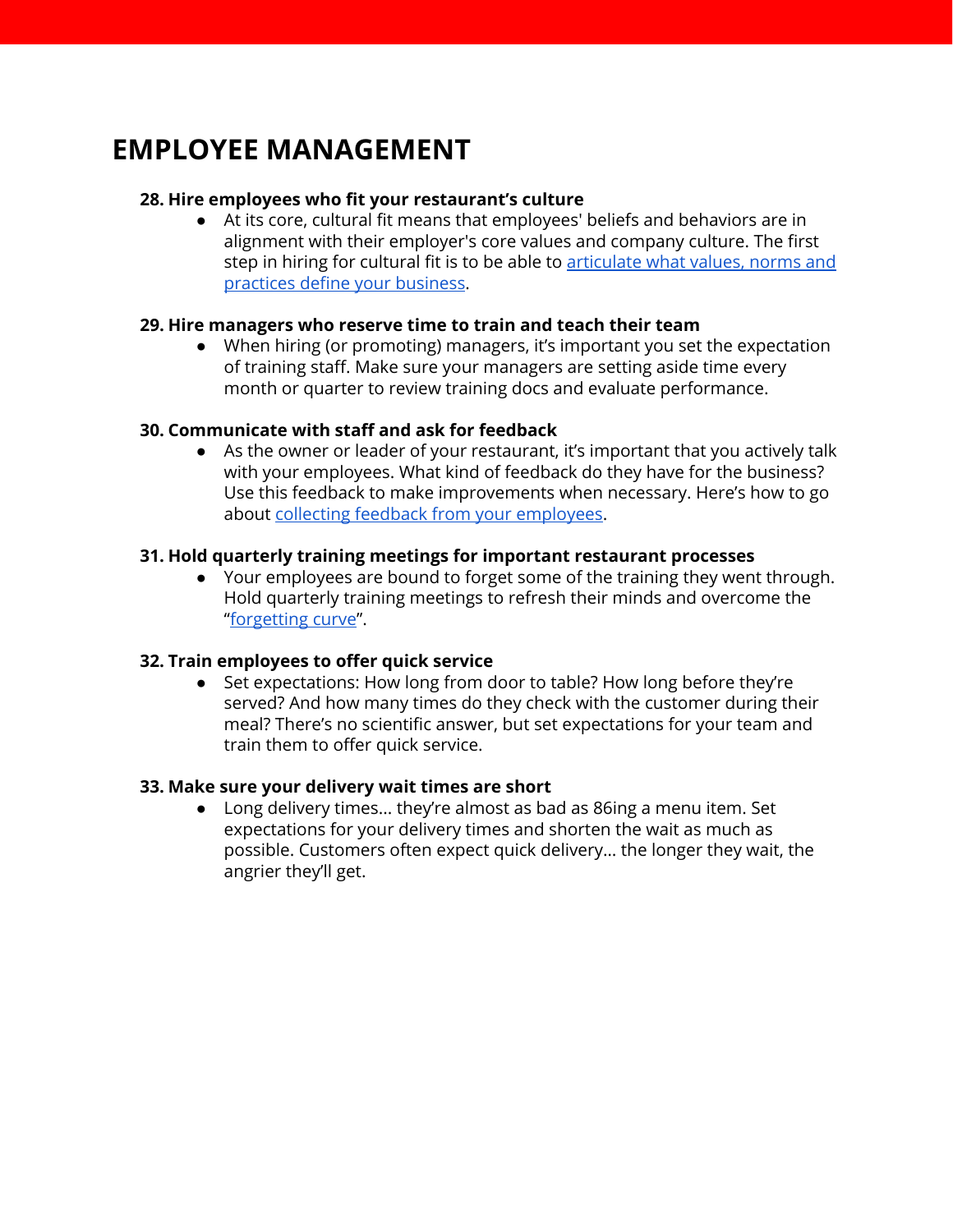# EMPLOYEE MANAGEMENT

**28. Hire employees who fit your restaurant's culture**

- At its core, cultural fit means that employees' beliefs and behaviors are in alignment with their employer's core values and company culture. The first step in hiring for cultural fit is to be able to articulate what values, norms and practices define your business.

**29. Hire managers who reserve time to train and teach their team**

- When hiring (or promoting) managers, it's important you set the expectation of training staff. Make sure your managers are setting aside time every month or quarter to review training docs and evaluate performance.

**30. Communicate with staff and ask for feedback**

- As the owner or leader of your restaurant, it's important that you actively talk with your employees. What kind of feedback do they have for the business? Use this feedback to make improvements when necessary. Here's how to go about collecting feedback from your employees.

**31. Hold quarterly training meetings for important restaurant processes**

- Your employees are bound to forget some of the training they went through. Hold quarterly training meetings to refresh their minds and overcome the "forgetting curve".

**32. Train employees to offer quick service**

- Set expectations: How long from door to table? How long before they're served? And how many times do they check with the customer during their meal? There's no scientific answer, but set expectations for your team and train them to offer quick service.

**33. Make sure your delivery wait times are short**

- Long delivery times… they're almost as bad as 86ing a menu item. Set expectations for your delivery times and shorten the wait as much as possible. Customers often expect quick delivery… the longer they wait, the angrier they'll get.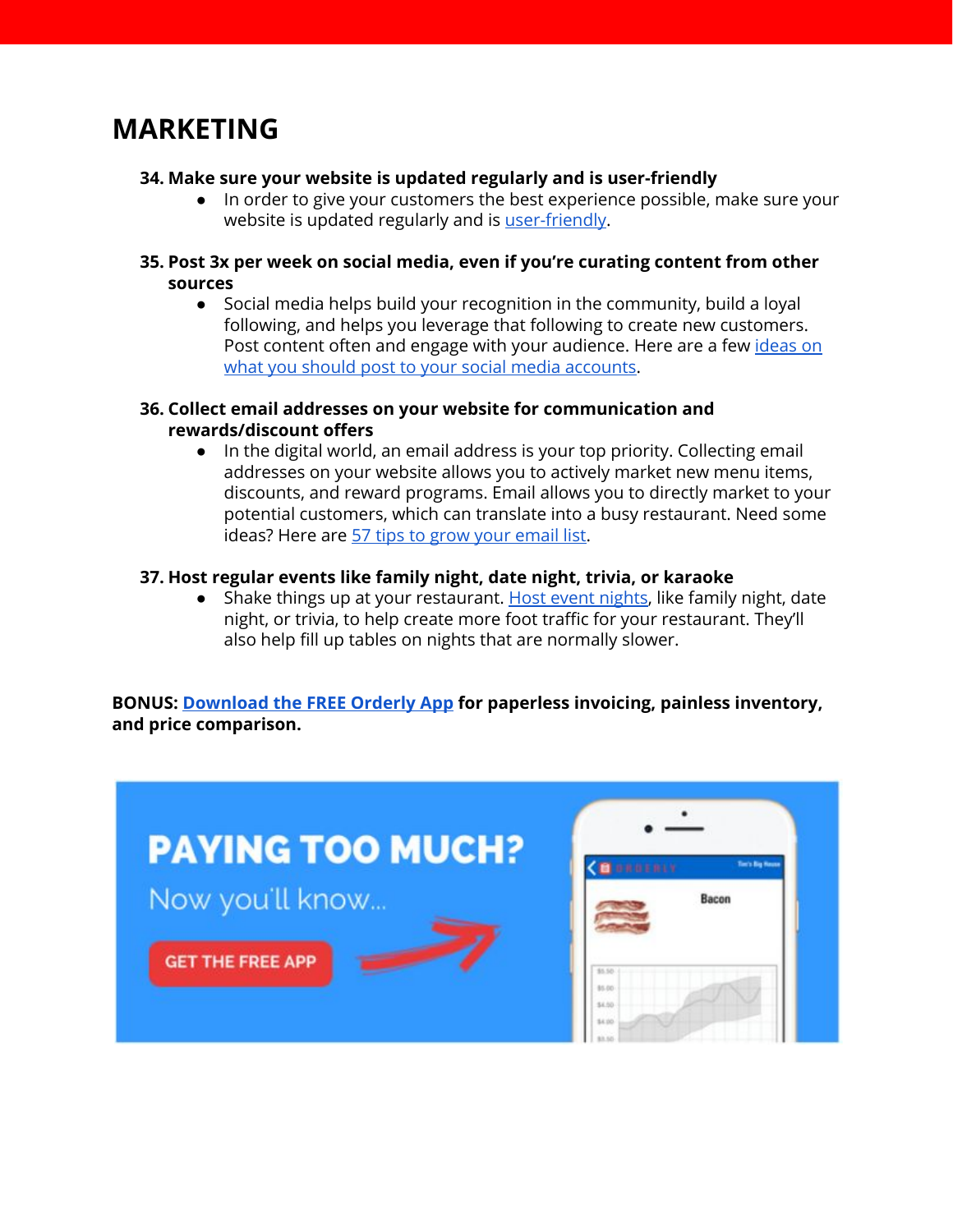# MARKETING

**34. Make sure your website is updated regularly and is user-friendly**

- In order to give your customers the best experience possible, make sure your website is updated regularly and is user-friendly.

**35. Post 3x per week on social media, even if you're curating content from other sources**

- Social media helps build your recognition in the community, build a loyal following, and helps you leverage that following to create new customers. Post content often and engage with your audience. Here are a few ideas on what you should post to your social media accounts.

**36. Collect email addresses on your website for communication and rewards/discount offers**

- In the digital world, an email address is your top priority. Collecting email addresses on your website allows you to actively market new menu items, discounts, and reward programs. Email allows you to directly market to your potential customers, which can translate into a busy restaurant. Need some ideas? Here are 57 tips to grow your email list.

**37. Host regular events like family night, date night, trivia, or karaoke**

- Shake things up at your restaurant. Host event nights, like family night, date night, or trivia, to help create more foot traffic for your restaurant. They'll also help fill up tables on nights that are normally slower.

**BONUS: Download the FREE Orderly App for paperless invoicing, painless inventory, and price comparison.**

PAYING TOO MUCH?

Now you'll know...

GET THE FREE APP